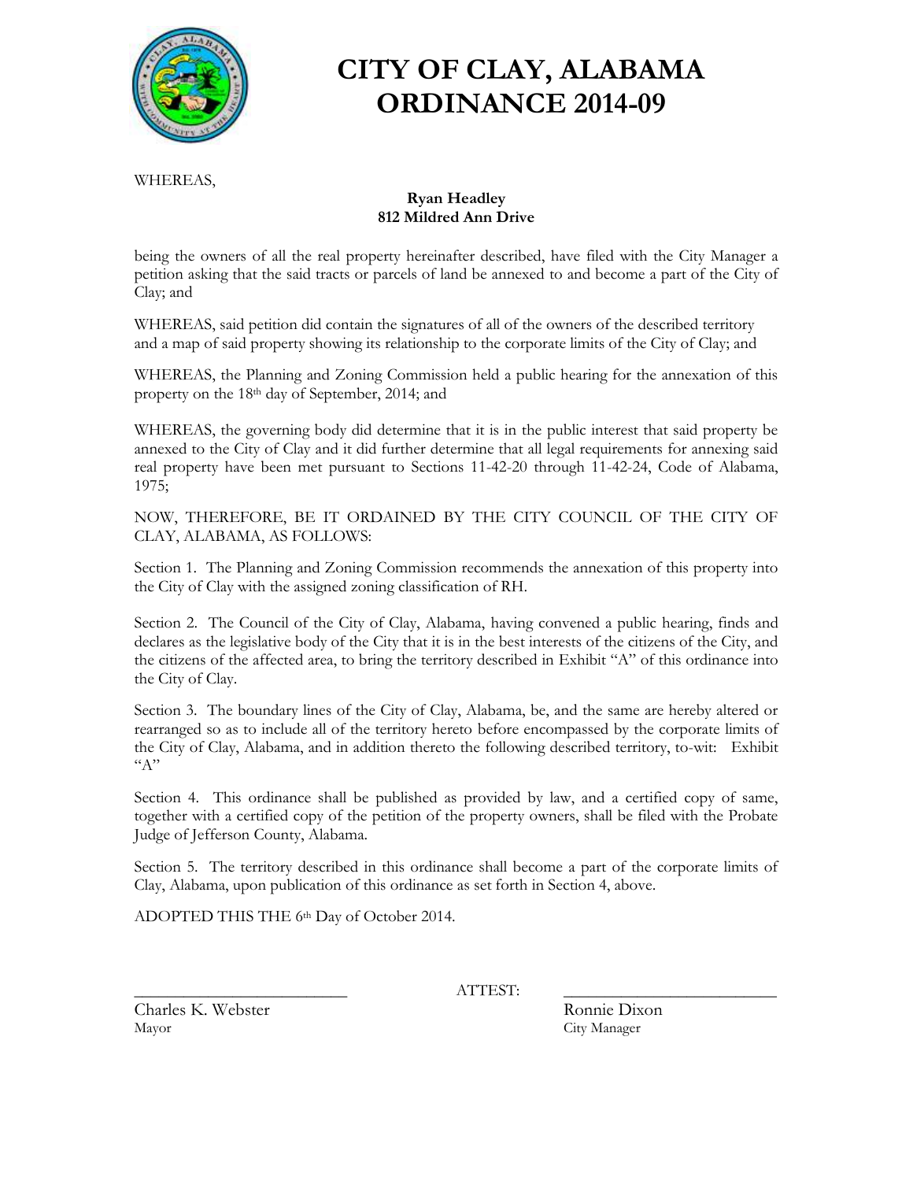# CITY OF CLAY, ALABAMA
# ORDINANCE 2014-09

WHEREAS,

**Ryan Headley**
**812 Mildred Ann Drive**

being the owners of all the real property hereinafter described, have filed with the City Manager a petition asking that the said tracts or parcels of land be annexed to and become a part of the City of Clay; and

WHEREAS, said petition did contain the signatures of all of the owners of the described territory and a map of said property showing its relationship to the corporate limits of the City of Clay; and

WHEREAS, the Planning and Zoning Commission held a public hearing for the annexation of this property on the 18th day of September, 2014; and

WHEREAS, the governing body did determine that it is in the public interest that said property be annexed to the City of Clay and it did further determine that all legal requirements for annexing said real property have been met pursuant to Sections 11-42-20 through 11-42-24, Code of Alabama, 1975;

NOW, THEREFORE, BE IT ORDAINED BY THE CITY COUNCIL OF THE CITY OF CLAY, ALABAMA, AS FOLLOWS:

Section 1. The Planning and Zoning Commission recommends the annexation of this property into the City of Clay with the assigned zoning classification of RH.

Section 2. The Council of the City of Clay, Alabama, having convened a public hearing, finds and declares as the legislative body of the City that it is in the best interests of the citizens of the City, and the citizens of the affected area, to bring the territory described in Exhibit "A" of this ordinance into the City of Clay.

Section 3. The boundary lines of the City of Clay, Alabama, be, and the same are hereby altered or rearranged so as to include all of the territory hereto before encompassed by the corporate limits of the City of Clay, Alabama, and in addition thereto the following described territory, to-wit: Exhibit "A"

Section 4. This ordinance shall be published as provided by law, and a certified copy of same, together with a certified copy of the petition of the property owners, shall be filed with the Probate Judge of Jefferson County, Alabama.

Section 5. The territory described in this ordinance shall become a part of the corporate limits of Clay, Alabama, upon publication of this ordinance as set forth in Section 4, above.

ADOPTED THIS THE 6th Day of October 2014.

\_\_\_\_\_\_\_\_\_\_\_\_\_\_\_\_\_\_\_\_\_\_\_\_\_ ATTEST: \_\_\_\_\_\_\_\_\_\_\_\_\_\_\_\_\_\_\_\_\_\_\_\_\_

Charles K. Webster
Mayor

Ronnie Dixon
City Manager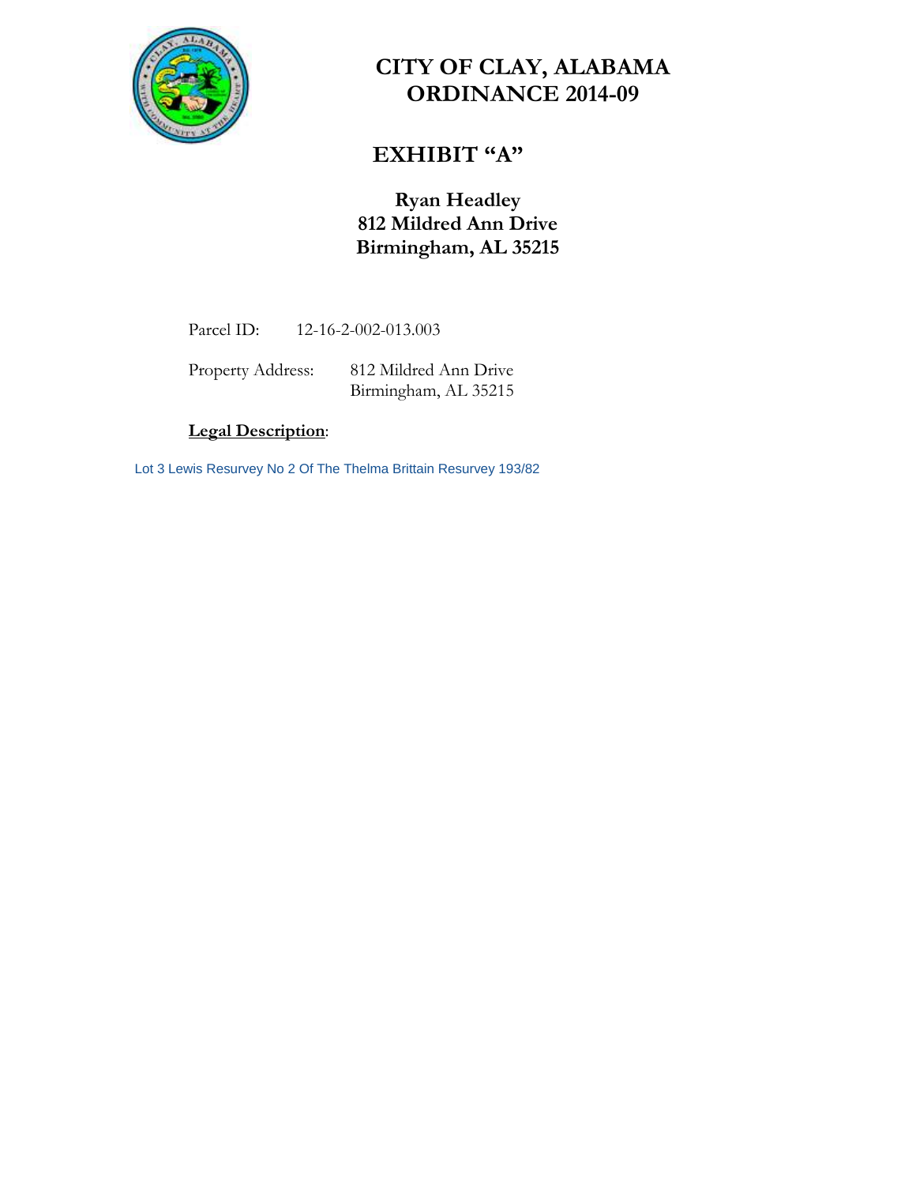# CITY OF CLAY, ALABAMA
# ORDINANCE 2014-09

## EXHIBIT "A"

### Ryan Headley
### 812 Mildred Ann Drive
### Birmingham, AL 35215

Parcel ID: 12-16-2-002-013.003

Property Address: 812 Mildred Ann Drive
Birmingham, AL 35215

**Legal Description**:

Lot 3 Lewis Resurvey No 2 Of The Thelma Brittain Resurvey 193/82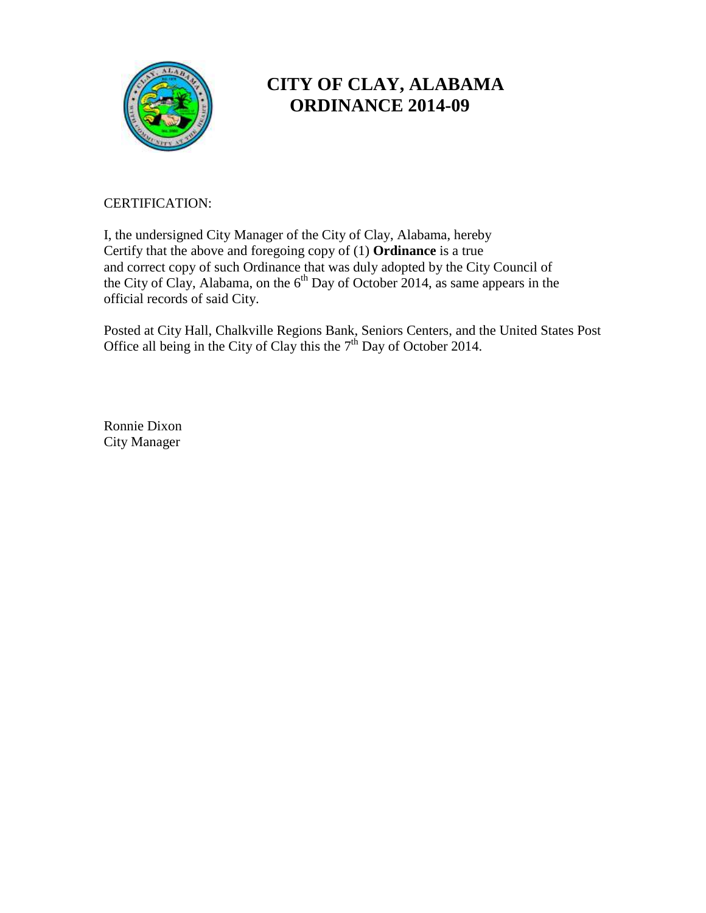# CITY OF CLAY, ALABAMA
# ORDINANCE 2014-09

CERTIFICATION:

I, the undersigned City Manager of the City of Clay, Alabama, hereby Certify that the above and foregoing copy of (1) **Ordinance** is a true and correct copy of such Ordinance that was duly adopted by the City Council of the City of Clay, Alabama, on the 6th Day of October 2014, as same appears in the official records of said City.

Posted at City Hall, Chalkville Regions Bank, Seniors Centers, and the United States Post Office all being in the City of Clay this the 7th Day of October 2014.

Ronnie Dixon
City Manager